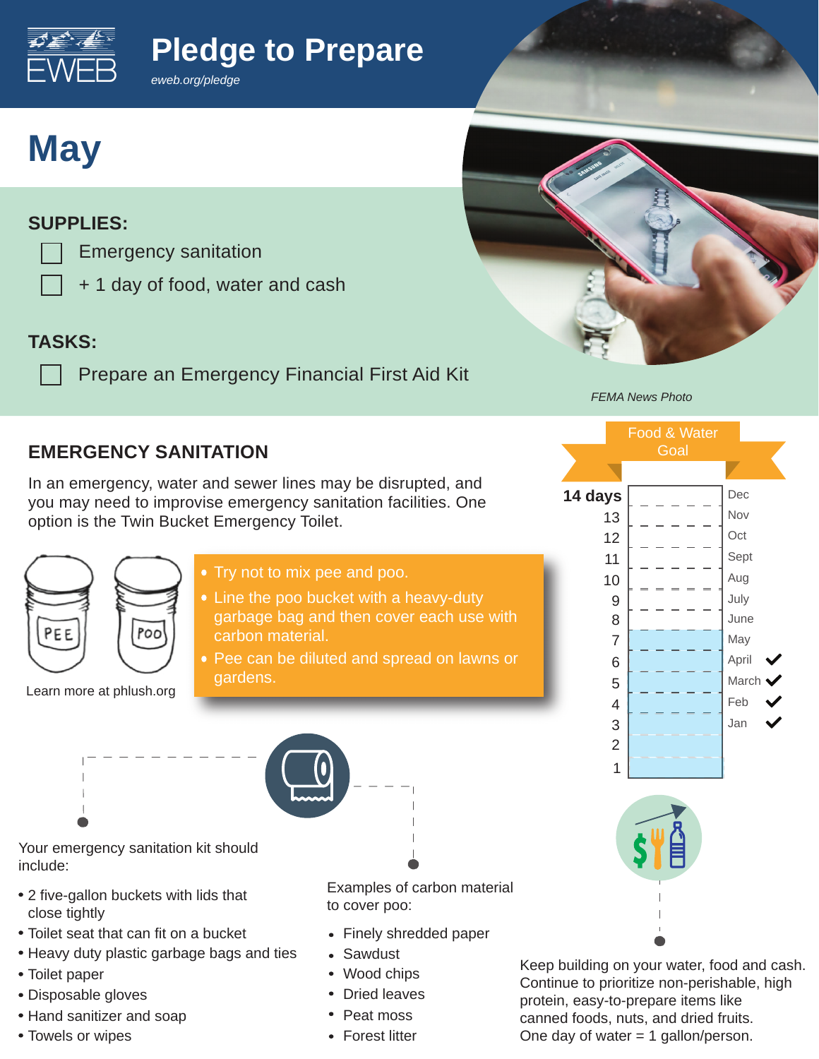# Pledge to Prepare

*eweb.org/pledge*

# May

## SUPPLIES:

- [ ] Emergency sanitation
- [ ] + 1 day of food, water and cash

## TASKS:

- [ ] Prepare an Emergency Financial First Aid Kit

*FEMA News Photo*

## EMERGENCY SANITATION

In an emergency, water and sewer lines may be disrupted, and you may need to improvise emergency sanitation facilities. One option is the Twin Bucket Emergency Toilet.

PEE POO

Learn more at phlush.org

- Try not to mix pee and poo.
- Line the poo bucket with a heavy-duty garbage bag and then cover each use with carbon material.
- Pee can be diluted and spread on lawns or gardens.

Your emergency sanitation kit should include:

- 2 five-gallon buckets with lids that close tightly
- Toilet seat that can fit on a bucket
- Heavy duty plastic garbage bags and ties
- Toilet paper
- Disposable gloves
- Hand sanitizer and soap
- Towels or wipes

Examples of carbon material to cover poo:

- Finely shredded paper
- Sawdust
- Wood chips
- Dried leaves
- Peat moss
- Forest litter

### Food & Water Goal

| Days | Month | Done |
|---|---|---|
| 14 days | Dec | |
| 13 | Nov | |
| 12 | Oct | |
| 11 | Sept | |
| 10 | Aug | |
| 9 | July | |
| 8 | June | |
| 7 | May | |
| 6 | April | ✓ |
| 5 | March | ✓ |
| 4 | Feb | ✓ |
| 3 | Jan | ✓ |
| 2 | | |
| 1 | | |

Keep building on your water, food and cash. Continue to prioritize non-perishable, high protein, easy-to-prepare items like canned foods, nuts, and dried fruits. One day of water = 1 gallon/person.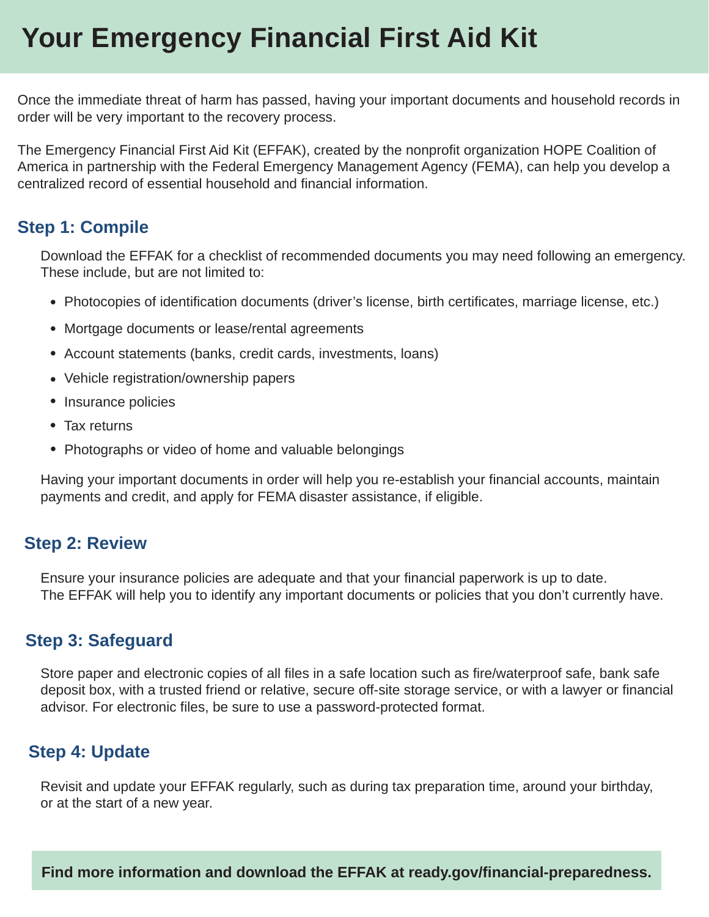# Your Emergency Financial First Aid Kit

Once the immediate threat of harm has passed, having your important documents and household records in order will be very important to the recovery process.

The Emergency Financial First Aid Kit (EFFAK), created by the nonprofit organization HOPE Coalition of America in partnership with the Federal Emergency Management Agency (FEMA), can help you develop a centralized record of essential household and financial information.

## Step 1: Compile

Download the EFFAK for a checklist of recommended documents you may need following an emergency. These include, but are not limited to:

- Photocopies of identification documents (driver's license, birth certificates, marriage license, etc.)
- Mortgage documents or lease/rental agreements
- Account statements (banks, credit cards, investments, loans)
- Vehicle registration/ownership papers
- Insurance policies
- Tax returns
- Photographs or video of home and valuable belongings

Having your important documents in order will help you re-establish your financial accounts, maintain payments and credit, and apply for FEMA disaster assistance, if eligible.

## Step 2: Review

Ensure your insurance policies are adequate and that your financial paperwork is up to date. The EFFAK will help you to identify any important documents or policies that you don't currently have.

## Step 3: Safeguard

Store paper and electronic copies of all files in a safe location such as fire/waterproof safe, bank safe deposit box, with a trusted friend or relative, secure off-site storage service, or with a lawyer or financial advisor. For electronic files, be sure to use a password-protected format.

## Step 4: Update

Revisit and update your EFFAK regularly, such as during tax preparation time, around your birthday, or at the start of a new year.

**Find more information and download the EFFAK at ready.gov/financial-preparedness.**